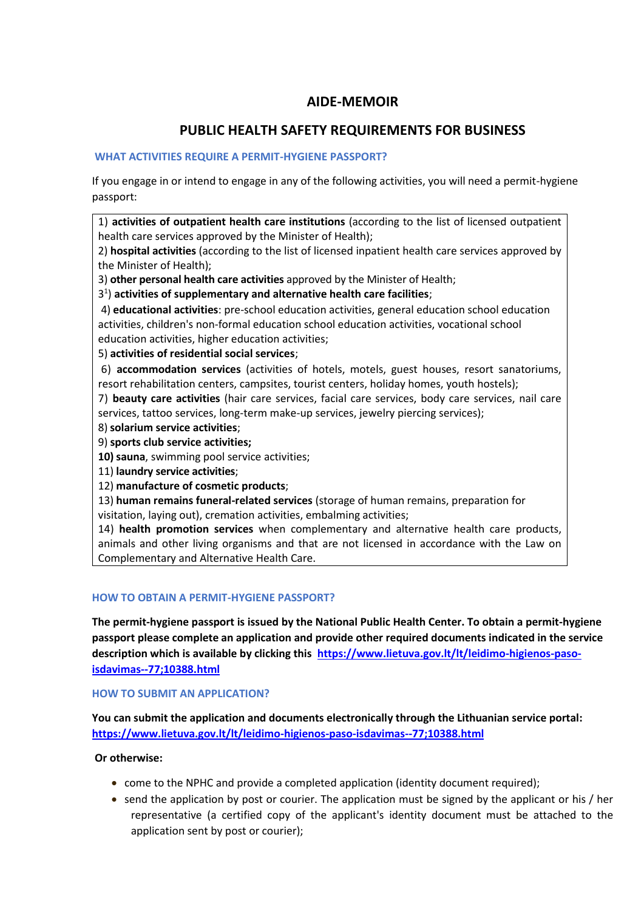# AIDE-MEMOIR

## PUBLIC HEALTH SAFETY REQUIREMENTS FOR BUSINESS

### WHAT ACTIVITIES REQUIRE A PERMIT-HYGIENE PASSPORT?

If you engage in or intend to engage in any of the following activities, you will need a permit-hygiene passport:

1) **activities of outpatient health care institutions** (according to the list of licensed outpatient health care services approved by the Minister of Health);
2) **hospital activities** (according to the list of licensed inpatient health care services approved by the Minister of Health);
3) **other personal health care activities** approved by the Minister of Health;
3[1]) **activities of supplementary and alternative health care facilities**;
4) **educational activities**: pre-school education activities, general education school education activities, children's non-formal education school education activities, vocational school education activities, higher education activities;
5) **activities of residential social services**;
6) **accommodation services** (activities of hotels, motels, guest houses, resort sanatoriums, resort rehabilitation centers, campsites, tourist centers, holiday homes, youth hostels);
7) **beauty care activities** (hair care services, facial care services, body care services, nail care services, tattoo services, long-term make-up services, jewelry piercing services);
8) **solarium service activities**;
9) **sports club service activities;**
**10) sauna**, swimming pool service activities;
11) **laundry service activities**;
12) **manufacture of cosmetic products**;
13) **human remains funeral-related services** (storage of human remains, preparation for visitation, laying out), cremation activities, embalming activities;
14) **health promotion services** when complementary and alternative health care products, animals and other living organisms and that are not licensed in accordance with the Law on Complementary and Alternative Health Care.

### HOW TO OBTAIN A PERMIT-HYGIENE PASSPORT?

**The permit-hygiene passport is issued by the National Public Health Center. To obtain a permit-hygiene passport please complete an application and provide other required documents indicated in the service description which is available by clicking this [https://www.lietuva.gov.lt/lt/leidimo-higienos-paso-isdavimas--77;10388.html](https://www.lietuva.gov.lt/lt/leidimo-higienos-paso-isdavimas--77;10388.html)**

### HOW TO SUBMIT AN APPLICATION?

**You can submit the application and documents electronically through the Lithuanian service portal: [https://www.lietuva.gov.lt/lt/leidimo-higienos-paso-isdavimas--77;10388.html](https://www.lietuva.gov.lt/lt/leidimo-higienos-paso-isdavimas--77;10388.html)**

**Or otherwise:**

- come to the NPHC and provide a completed application (identity document required);
- send the application by post or courier. The application must be signed by the applicant or his / her representative (a certified copy of the applicant's identity document must be attached to the application sent by post or courier);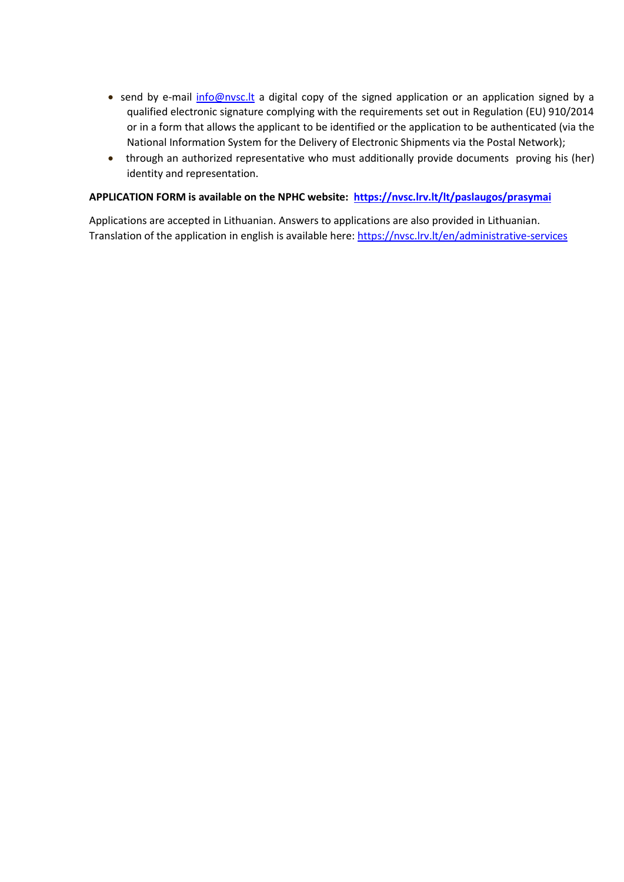- send by e-mail info@nvsc.lt a digital copy of the signed application or an application signed by a qualified electronic signature complying with the requirements set out in Regulation (EU) 910/2014 or in a form that allows the applicant to be identified or the application to be authenticated (via the National Information System for the Delivery of Electronic Shipments via the Postal Network);
- through an authorized representative who must additionally provide documents proving his (her) identity and representation.

**APPLICATION FORM is available on the NPHC website: https://nvsc.lrv.lt/lt/paslaugos/prasymai**

Applications are accepted in Lithuanian. Answers to applications are also provided in Lithuanian.
Translation of the application in english is available here: https://nvsc.lrv.lt/en/administrative-services